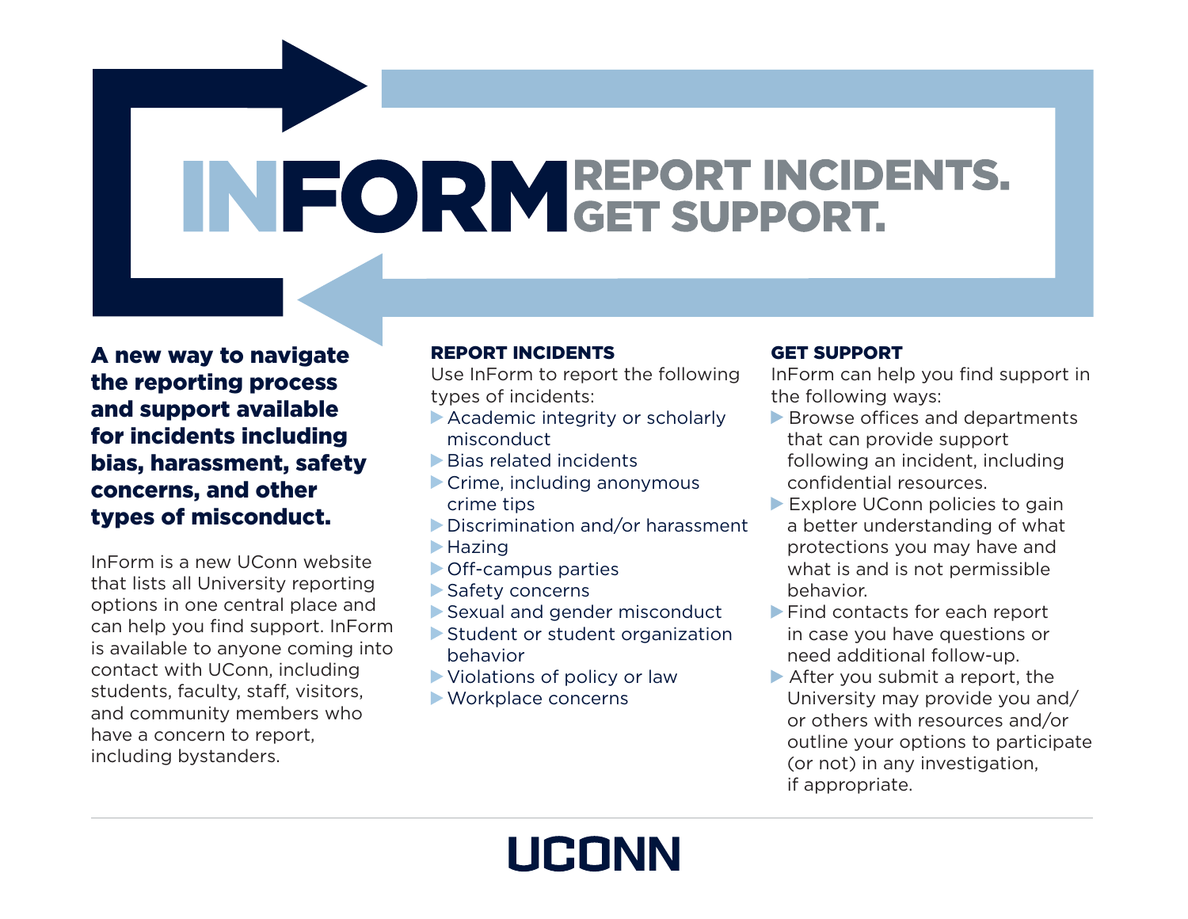# INFORM

## REPORT INCIDENTS. GET SUPPORT.

**A new way to navigate the reporting process and support available for incidents including bias, harassment, safety concerns, and other types of misconduct.**

InForm is a new UConn website that lists all University reporting options in one central place and can help you find support. InForm is available to anyone coming into contact with UConn, including students, faculty, staff, visitors, and community members who have a concern to report, including bystanders.

### REPORT INCIDENTS

Use InForm to report the following types of incidents:

- Academic integrity or scholarly misconduct
- Bias related incidents
- Crime, including anonymous crime tips
- Discrimination and/or harassment
- Hazing
- Off-campus parties
- Safety concerns
- Sexual and gender misconduct
- Student or student organization behavior
- Violations of policy or law
- Workplace concerns

### GET SUPPORT

InForm can help you find support in the following ways:

- Browse offices and departments that can provide support following an incident, including confidential resources.
- Explore UConn policies to gain a better understanding of what protections you may have and what is and is not permissible behavior.
- Find contacts for each report in case you have questions or need additional follow-up.
- After you submit a report, the University may provide you and/or others with resources and/or outline your options to participate (or not) in any investigation, if appropriate.

UCONN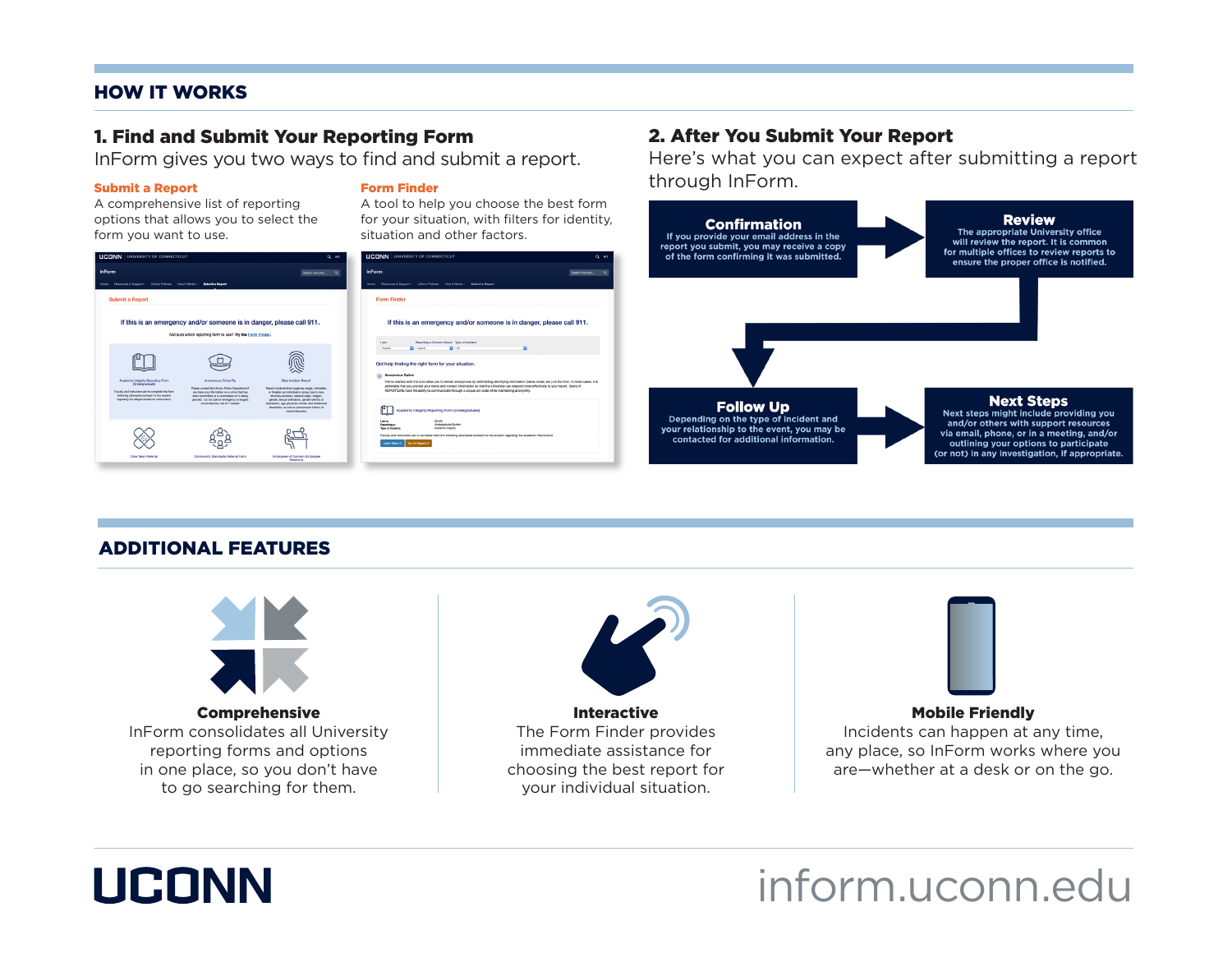# HOW IT WORKS

## 1. Find and Submit Your Reporting Form

InForm gives you two ways to find and submit a report.

**Submit a Report**
A comprehensive list of reporting options that allows you to select the form you want to use.

**Form Finder**
A tool to help you choose the best form for your situation, with filters for identity, situation and other factors.

## 2. After You Submit Your Report

Here's what you can expect after submitting a report through InForm.

**Confirmation**
If you provide your email address in the report you submit, you may receive a copy of the form confirming it was submitted.

**Review**
The appropriate University office will review the report. It is common for multiple offices to review reports to ensure the proper office is notified.

**Follow Up**
Depending on the type of incident and your relationship to the event, you may be contacted for additional information.

**Next Steps**
Next steps might include providing you and/or others with support resources via email, phone, or in a meeting, and/or outlining your options to participate (or not) in any investigation, if appropriate.

# ADDITIONAL FEATURES

**Comprehensive**
InForm consolidates all University reporting forms and options in one place, so you don't have to go searching for them.

**Interactive**
The Form Finder provides immediate assistance for choosing the best report for your individual situation.

**Mobile Friendly**
Incidents can happen at any time, any place, so InForm works where you are—whether at a desk or on the go.

UCONN

inform.uconn.edu